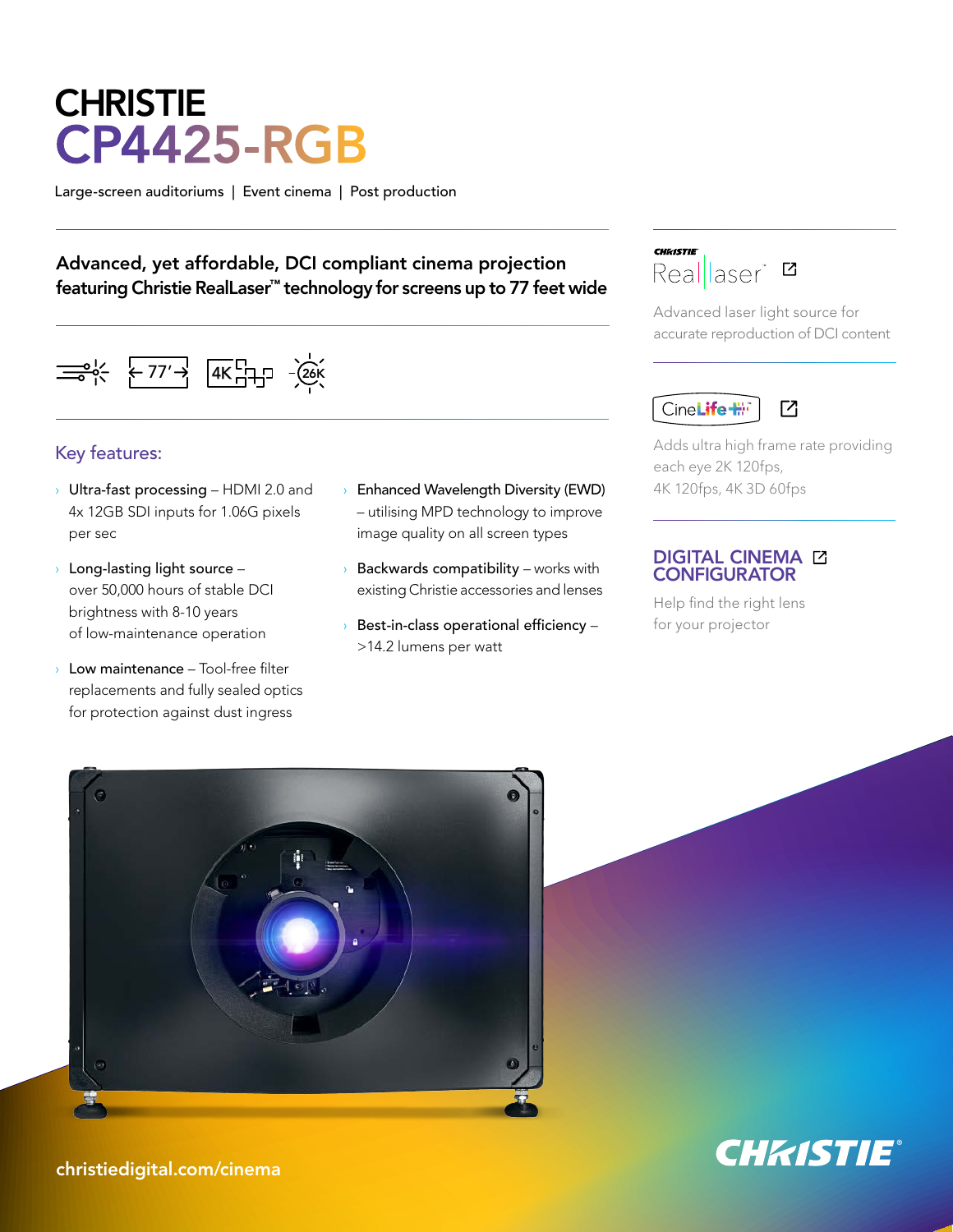# CHRISTIE CP4425-RGB

Large-screen auditoriums | Event cinema | Post production

## Advanced, yet affordable, DCI compliant cinema projection featuring Christie RealLaser™ technology for screens up to 77 feet wide

77′ | 4K | 26K

### Key features:

- **Ultra-fast processing** – HDMI 2.0 and 4x 12GB SDI inputs for 1.06G pixels per sec
- **Long-lasting light source** – over 50,000 hours of stable DCI brightness with 8-10 years of low-maintenance operation
- **Low maintenance** – Tool-free filter replacements and fully sealed optics for protection against dust ingress
- **Enhanced Wavelength Diversity (EWD)** – utilising MPD technology to improve image quality on all screen types
- **Backwards compatibility** – works with existing Christie accessories and lenses
- **Best-in-class operational efficiency** – >14.2 lumens per watt

**Christie RealLaser**

Advanced laser light source for accurate reproduction of DCI content

**CineLife+**

Adds ultra high frame rate providing each eye 2K 120fps, 4K 120fps, 4K 3D 60fps

**DIGITAL CINEMA CONFIGURATOR**

Help find the right lens for your projector

christiedigital.com/cinema

CHRISTIE®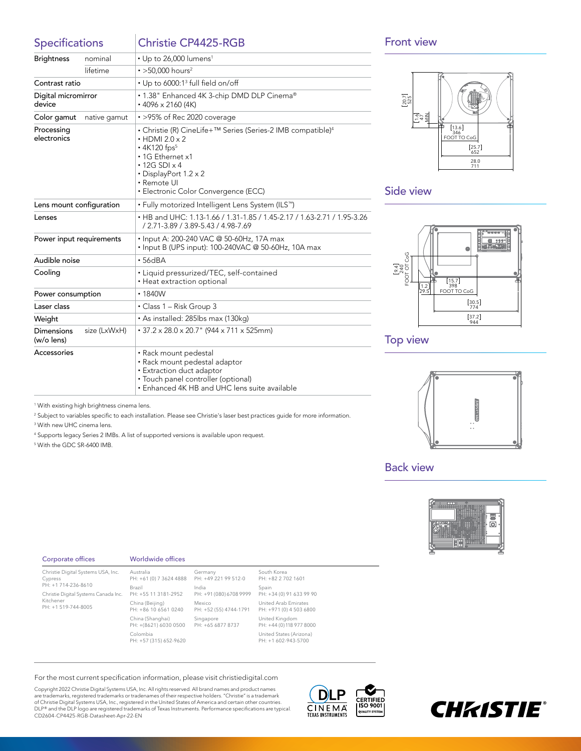| Specifications | | Christie CP4425-RGB |
|---|---|---|
| Brightness | nominal | • Up to 26,000 lumens[1] |
| | lifetime | • >50,000 hours[2] |
| Contrast ratio | | • Up to 6000:1[3] full field on/off |
| Digital micromirror device | | • 1.38" Enhanced 4K 3-chip DMD DLP Cinema® <br> • 4096 x 2160 (4K) |
| Color gamut | native gamut | • >95% of Rec 2020 coverage |
| Processing electronics | | • Christie (R) CineLife+™ Series (Series-2 IMB compatible)[4] <br> • HDMI 2.0 x 2 <br> • 4K120 fps[5] <br> • 1G Ethernet x1 <br> • 12G SDI x 4 <br> • DisplayPort 1.2 x 2 <br> • Remote UI <br> • Electronic Color Convergence (ECC) |
| Lens mount configuration | | • Fully motorized Intelligent Lens System (ILS™) |
| Lenses | | • HB and UHC: 1.13-1.66 / 1.31-1.85 / 1.45-2.17 / 1.63-2.71 / 1.95-3.26 / 2.71-3.89 / 3.89-5.43 / 4.98-7.69 |
| Power input requirements | | • Input A: 200-240 VAC @ 50-60Hz, 17A max <br> • Input B (UPS input): 100-240VAC @ 50-60Hz, 10A max |
| Audible noise | | • 56dBA |
| Cooling | | • Liquid pressurized/TEC, self-contained <br> • Heat extraction optional |
| Power consumption | | • 1840W |
| Laser class | | • Class 1 – Risk Group 3 |
| Weight | | • As installed: 285lbs max (130kg) |
| Dimensions (w/o lens) | size (LxWxH) | • 37.2 x 28.0 x 20.7" (944 x 711 x 525mm) |
| Accessories | | • Rack mount pedestal <br> • Rack mount pedestal adaptor <br> • Extraction duct adaptor <br> • Touch panel controller (optional) <br> • Enhanced 4K HB and UHC lens suite available |

[1] With existing high brightness cinema lens.

[2] Subject to variables specific to each installation. Please see Christie's laser best practices guide for more information.

[3] With new UHC cinema lens.

[4] Supports legacy Series 2 IMBs. A list of supported versions is available upon request.

[5] With the GDC SR-6400 IMB.

## Front view

[20.7]
525

[1.6]
47
MIN.

[13.6]
346
FOOT TO CoG

[25.7]
652

28.0
711

## Side view

[9.4]
240
FOOT OT CoG

[1.2]
29.5

[15.7]
398
FOOT TO CoG

[30.5]
774

[37.2]
944

## Top view

## Back view

### Corporate offices

Christie Digital Systems USA, Inc.
Cypress
PH: +1 714-236-8610

Christie Digital Systems Canada Inc.
Kitchener
PH: +1 519-744-8005

### Worldwide offices

Australia
PH: +61 (0) 7 3624 4888

Brazil
PH: +55 11 3181-2952

China (Beijing)
PH: +86 10 6561 0240

China (Shanghai)
PH: +(8621) 6030 0500

Colombia
PH: +57 (315) 652-9620

Germany
PH: +49 221 99 512-0

India
PH: +91 (080) 6708 9999

Mexico
PH: +52 (55) 4744-1791

Singapore
PH: +65 6877 8737

South Korea
PH: +82 2 702 1601

Spain
PH: +34 (0) 91 633 99 90

United Arab Emirates
PH: +971 (0) 4 503 6800

United Kingdom
PH: +44 (0) 118 977 8000

United States (Arizona)
PH: +1 602-943-5700

For the most current specification information, please visit christiedigital.com

Copyright 2022 Christie Digital Systems USA, Inc. All rights reserved. All brand names and product names are trademarks, registered trademarks or tradenames of their respective holders. "Christie" is a trademark of Christie Digital Systems USA, Inc., registered in the United States of America and certain other countries. DLP® and the DLP logo are registered trademarks of Texas Instruments. Performance specifications are typical. CD2604-CP4425-RGB-Datasheet-Apr-22-EN

DLP CINEMA TEXAS INSTRUMENTS

CERTIFIED ISO 9001 QUALITY SYSTEM

CHRISTIE®